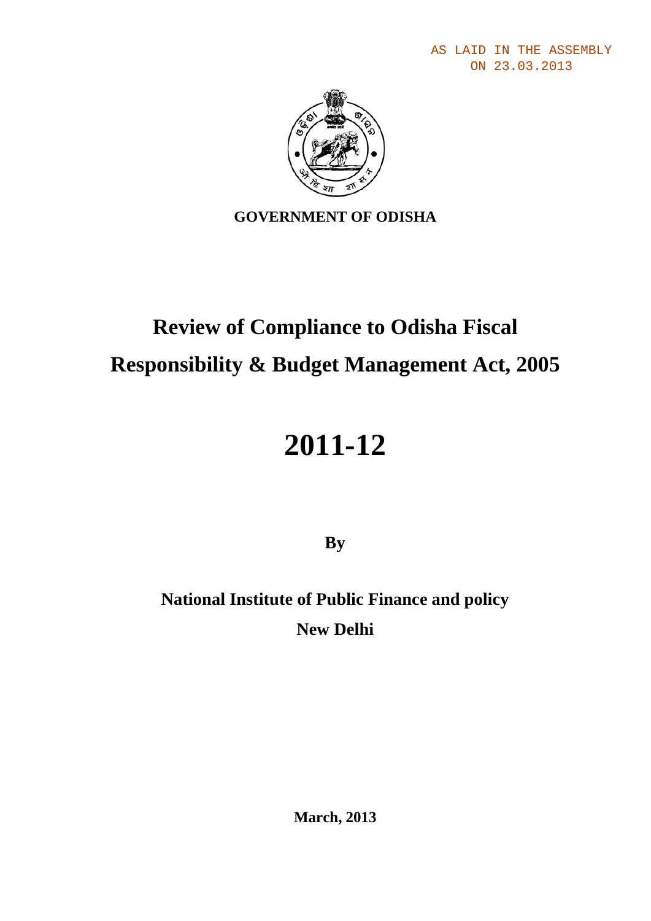AS LAID IN THE ASSEMBLY
ON 23.03.2013

**GOVERNMENT OF ODISHA**

# Review of Compliance to Odisha Fiscal Responsibility & Budget Management Act, 2005

# 2011-12

**By**

**National Institute of Public Finance and policy**

**New Delhi**

**March, 2013**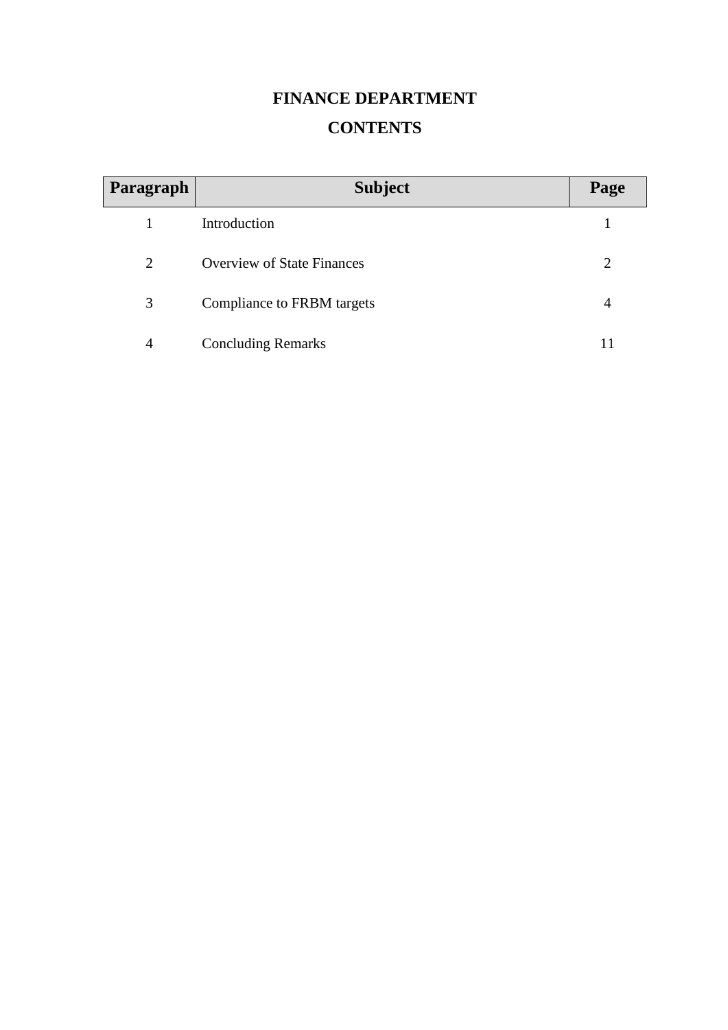# FINANCE DEPARTMENT

## CONTENTS

| Paragraph | Subject | Page |
|---|---|---|
| 1 | Introduction | 1 |
| 2 | Overview of State Finances | 2 |
| 3 | Compliance to FRBM targets | 4 |
| 4 | Concluding Remarks | 11 |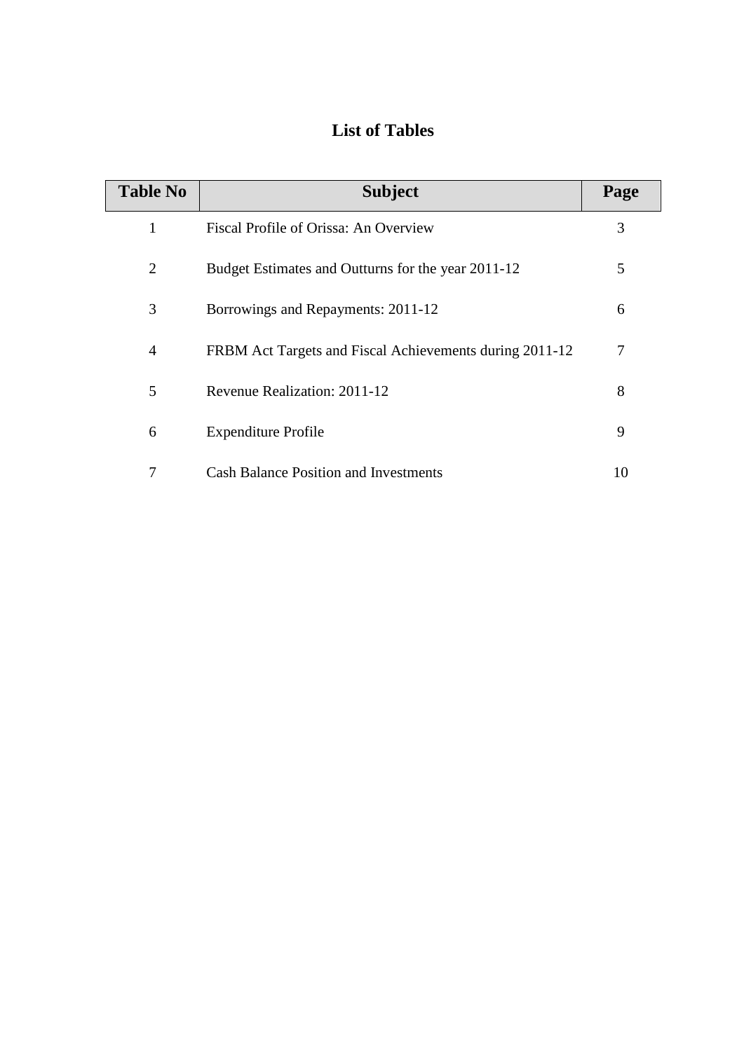# List of Tables

| Table No | Subject | Page |
|---|---|---|
| 1 | Fiscal Profile of Orissa: An Overview | 3 |
| 2 | Budget Estimates and Outturns for the year 2011-12 | 5 |
| 3 | Borrowings and Repayments: 2011-12 | 6 |
| 4 | FRBM Act Targets and Fiscal Achievements during 2011-12 | 7 |
| 5 | Revenue Realization: 2011-12 | 8 |
| 6 | Expenditure Profile | 9 |
| 7 | Cash Balance Position and Investments | 10 |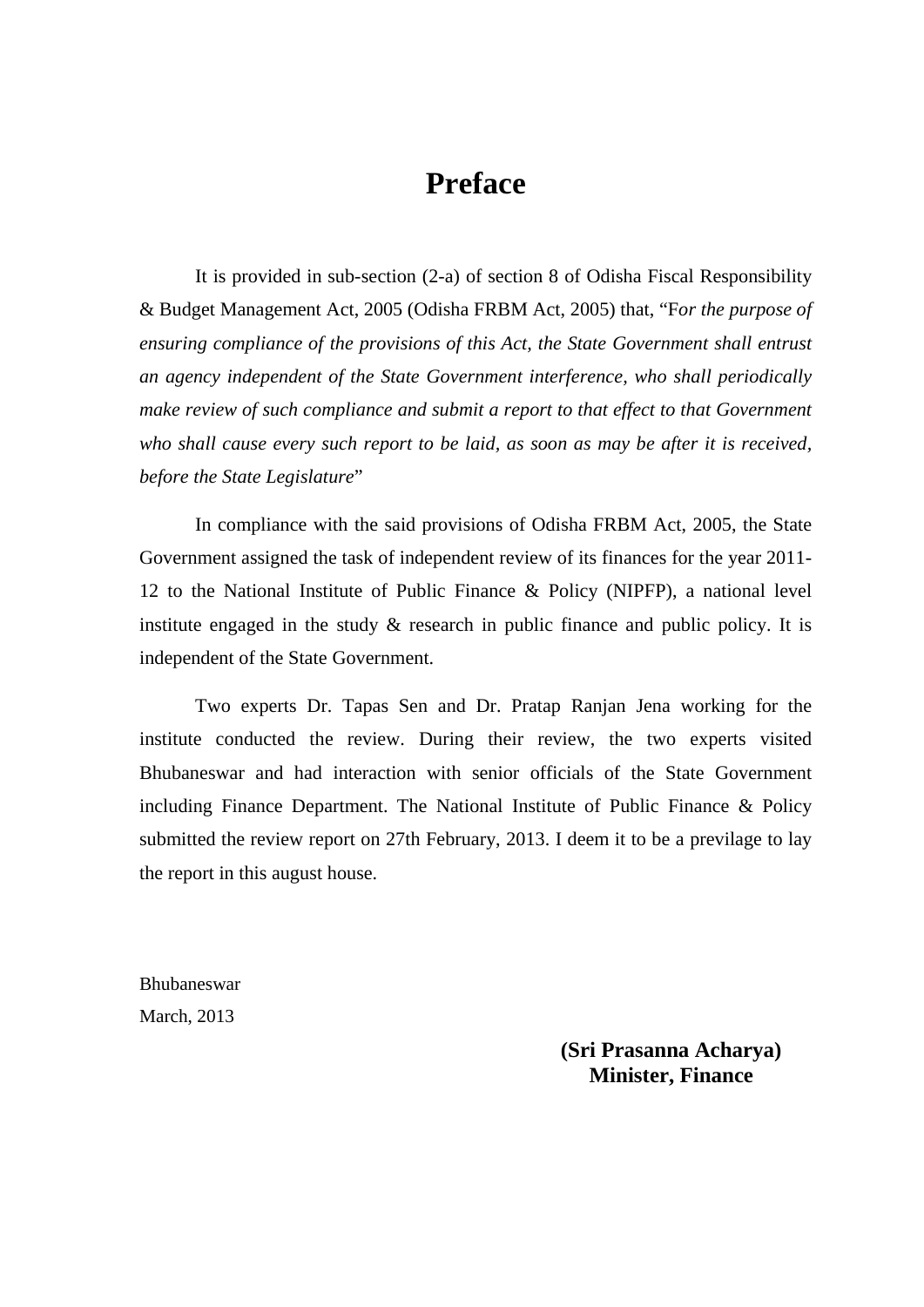# Preface

It is provided in sub-section (2-a) of section 8 of Odisha Fiscal Responsibility & Budget Management Act, 2005 (Odisha FRBM Act, 2005) that, "F*or the purpose of ensuring compliance of the provisions of this Act, the State Government shall entrust an agency independent of the State Government interference, who shall periodically make review of such compliance and submit a report to that effect to that Government who shall cause every such report to be laid, as soon as may be after it is received, before the State Legislature*"

In compliance with the said provisions of Odisha FRBM Act, 2005, the State Government assigned the task of independent review of its finances for the year 2011-12 to the National Institute of Public Finance & Policy (NIPFP), a national level institute engaged in the study & research in public finance and public policy. It is independent of the State Government.

Two experts Dr. Tapas Sen and Dr. Pratap Ranjan Jena working for the institute conducted the review. During their review, the two experts visited Bhubaneswar and had interaction with senior officials of the State Government including Finance Department. The National Institute of Public Finance & Policy submitted the review report on 27th February, 2013. I deem it to be a previlage to lay the report in this august house.

Bhubaneswar
March, 2013

**(Sri Prasanna Acharya)**
**Minister, Finance**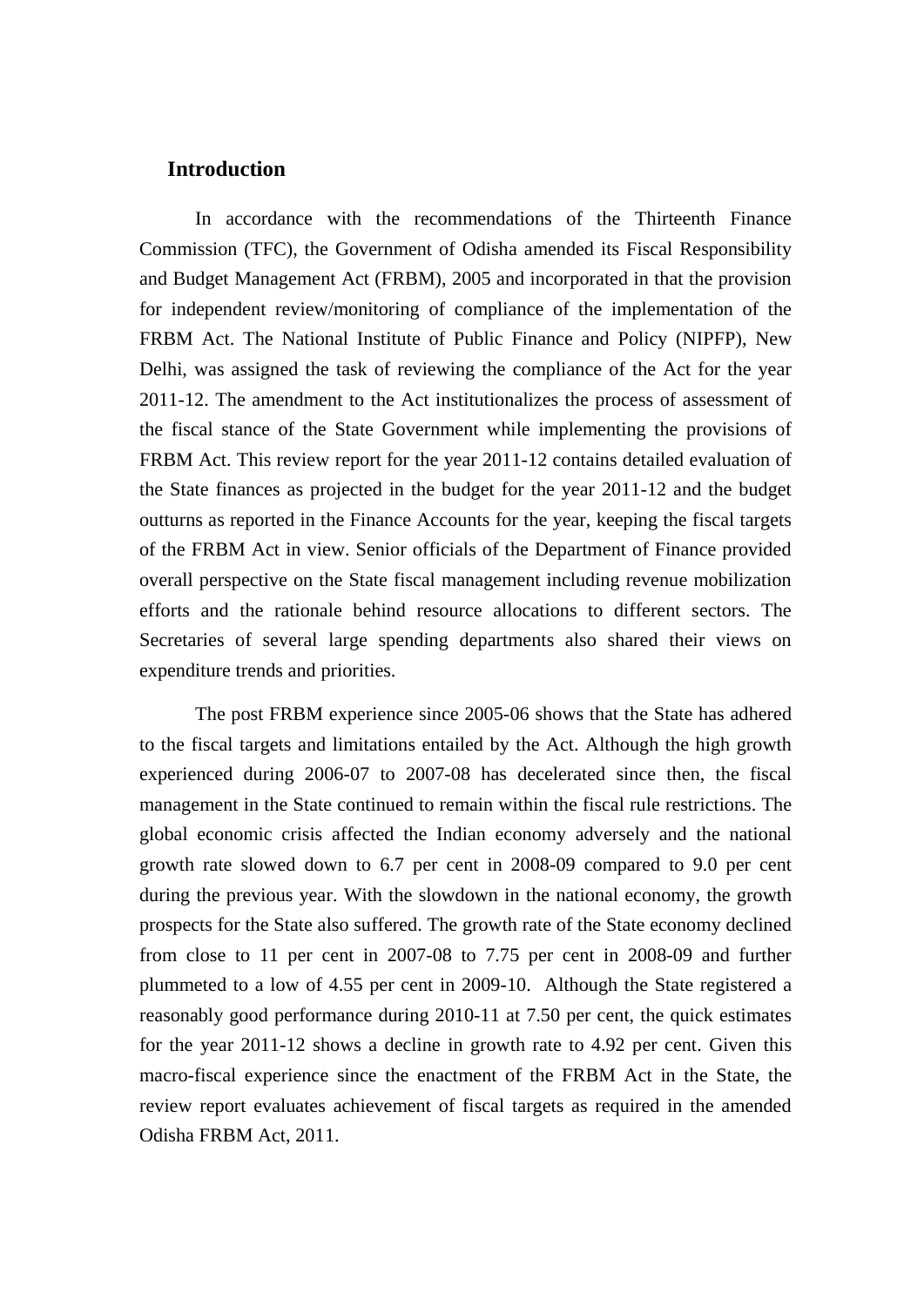## Introduction

In accordance with the recommendations of the Thirteenth Finance Commission (TFC), the Government of Odisha amended its Fiscal Responsibility and Budget Management Act (FRBM), 2005 and incorporated in that the provision for independent review/monitoring of compliance of the implementation of the FRBM Act. The National Institute of Public Finance and Policy (NIPFP), New Delhi, was assigned the task of reviewing the compliance of the Act for the year 2011-12. The amendment to the Act institutionalizes the process of assessment of the fiscal stance of the State Government while implementing the provisions of FRBM Act. This review report for the year 2011-12 contains detailed evaluation of the State finances as projected in the budget for the year 2011-12 and the budget outturns as reported in the Finance Accounts for the year, keeping the fiscal targets of the FRBM Act in view. Senior officials of the Department of Finance provided overall perspective on the State fiscal management including revenue mobilization efforts and the rationale behind resource allocations to different sectors. The Secretaries of several large spending departments also shared their views on expenditure trends and priorities.

The post FRBM experience since 2005-06 shows that the State has adhered to the fiscal targets and limitations entailed by the Act. Although the high growth experienced during 2006-07 to 2007-08 has decelerated since then, the fiscal management in the State continued to remain within the fiscal rule restrictions. The global economic crisis affected the Indian economy adversely and the national growth rate slowed down to 6.7 per cent in 2008-09 compared to 9.0 per cent during the previous year. With the slowdown in the national economy, the growth prospects for the State also suffered. The growth rate of the State economy declined from close to 11 per cent in 2007-08 to 7.75 per cent in 2008-09 and further plummeted to a low of 4.55 per cent in 2009-10. Although the State registered a reasonably good performance during 2010-11 at 7.50 per cent, the quick estimates for the year 2011-12 shows a decline in growth rate to 4.92 per cent. Given this macro-fiscal experience since the enactment of the FRBM Act in the State, the review report evaluates achievement of fiscal targets as required in the amended Odisha FRBM Act, 2011.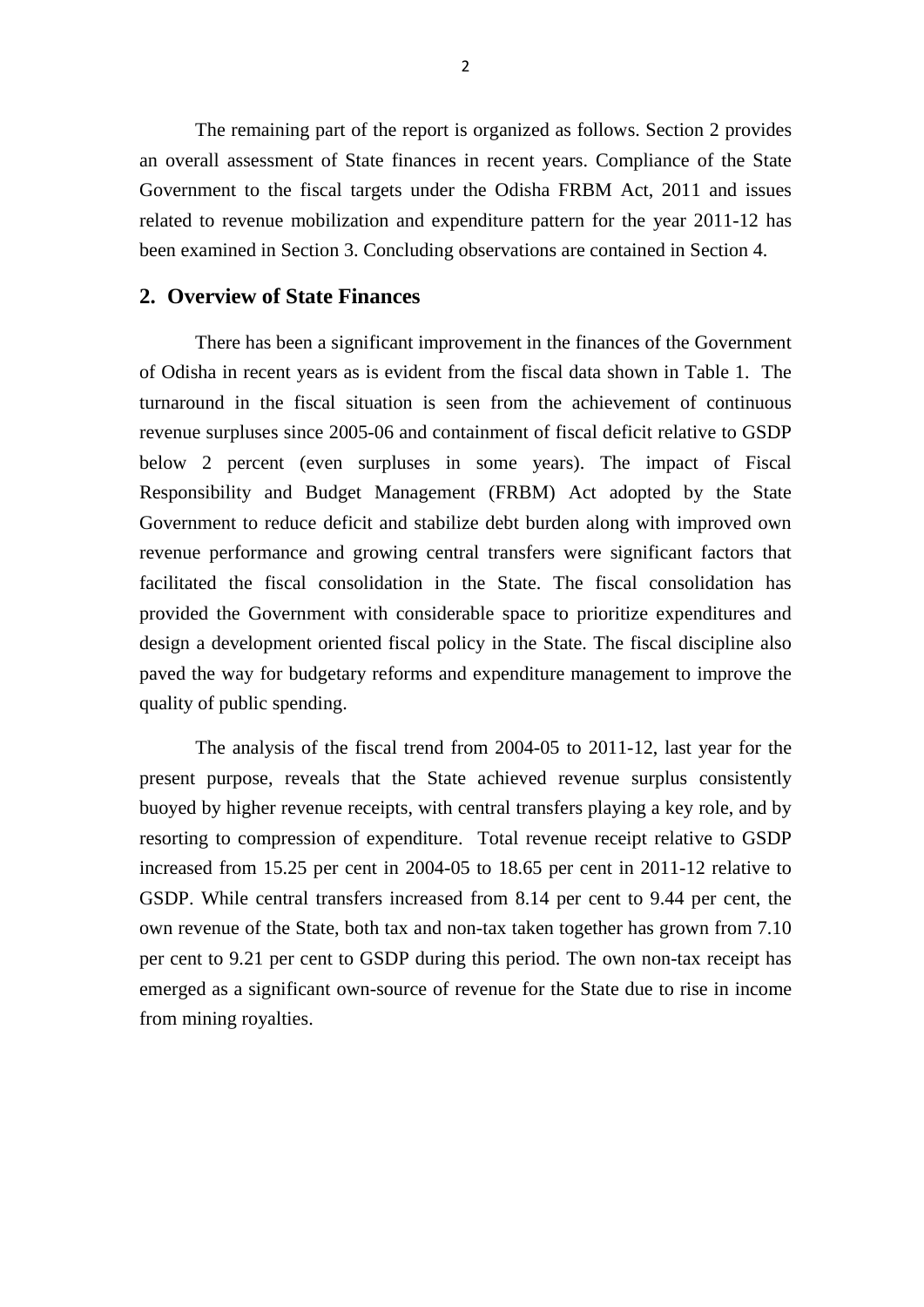The remaining part of the report is organized as follows. Section 2 provides an overall assessment of State finances in recent years. Compliance of the State Government to the fiscal targets under the Odisha FRBM Act, 2011 and issues related to revenue mobilization and expenditure pattern for the year 2011-12 has been examined in Section 3. Concluding observations are contained in Section 4.

## 2. Overview of State Finances

There has been a significant improvement in the finances of the Government of Odisha in recent years as is evident from the fiscal data shown in Table 1. The turnaround in the fiscal situation is seen from the achievement of continuous revenue surpluses since 2005-06 and containment of fiscal deficit relative to GSDP below 2 percent (even surpluses in some years). The impact of Fiscal Responsibility and Budget Management (FRBM) Act adopted by the State Government to reduce deficit and stabilize debt burden along with improved own revenue performance and growing central transfers were significant factors that facilitated the fiscal consolidation in the State. The fiscal consolidation has provided the Government with considerable space to prioritize expenditures and design a development oriented fiscal policy in the State. The fiscal discipline also paved the way for budgetary reforms and expenditure management to improve the quality of public spending.

The analysis of the fiscal trend from 2004-05 to 2011-12, last year for the present purpose, reveals that the State achieved revenue surplus consistently buoyed by higher revenue receipts, with central transfers playing a key role, and by resorting to compression of expenditure. Total revenue receipt relative to GSDP increased from 15.25 per cent in 2004-05 to 18.65 per cent in 2011-12 relative to GSDP. While central transfers increased from 8.14 per cent to 9.44 per cent, the own revenue of the State, both tax and non-tax taken together has grown from 7.10 per cent to 9.21 per cent to GSDP during this period. The own non-tax receipt has emerged as a significant own-source of revenue for the State due to rise in income from mining royalties.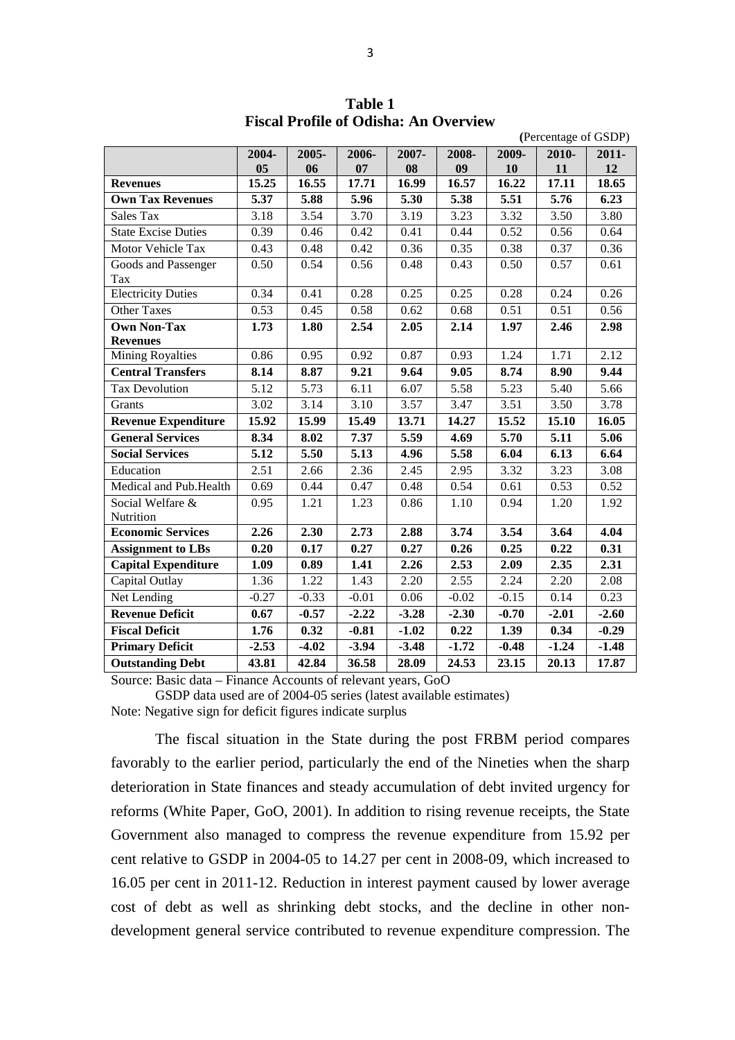**Table 1**
**Fiscal Profile of Odisha: An Overview**

(Percentage of GSDP)

| | 2004-05 | 2005-06 | 2006-07 | 2007-08 | 2008-09 | 2009-10 | 2010-11 | 2011-12 |
|---|---|---|---|---|---|---|---|---|
| **Revenues** | **15.25** | **16.55** | **17.71** | **16.99** | **16.57** | **16.22** | **17.11** | **18.65** |
| **Own Tax Revenues** | **5.37** | **5.88** | **5.96** | **5.30** | **5.38** | **5.51** | **5.76** | **6.23** |
| Sales Tax | 3.18 | 3.54 | 3.70 | 3.19 | 3.23 | 3.32 | 3.50 | 3.80 |
| State Excise Duties | 0.39 | 0.46 | 0.42 | 0.41 | 0.44 | 0.52 | 0.56 | 0.64 |
| Motor Vehicle Tax | 0.43 | 0.48 | 0.42 | 0.36 | 0.35 | 0.38 | 0.37 | 0.36 |
| Goods and Passenger Tax | 0.50 | 0.54 | 0.56 | 0.48 | 0.43 | 0.50 | 0.57 | 0.61 |
| Electricity Duties | 0.34 | 0.41 | 0.28 | 0.25 | 0.25 | 0.28 | 0.24 | 0.26 |
| Other Taxes | 0.53 | 0.45 | 0.58 | 0.62 | 0.68 | 0.51 | 0.51 | 0.56 |
| **Own Non-Tax Revenues** | **1.73** | **1.80** | **2.54** | **2.05** | **2.14** | **1.97** | **2.46** | **2.98** |
| Mining Royalties | 0.86 | 0.95 | 0.92 | 0.87 | 0.93 | 1.24 | 1.71 | 2.12 |
| **Central Transfers** | **8.14** | **8.87** | **9.21** | **9.64** | **9.05** | **8.74** | **8.90** | **9.44** |
| Tax Devolution | 5.12 | 5.73 | 6.11 | 6.07 | 5.58 | 5.23 | 5.40 | 5.66 |
| Grants | 3.02 | 3.14 | 3.10 | 3.57 | 3.47 | 3.51 | 3.50 | 3.78 |
| **Revenue Expenditure** | **15.92** | **15.99** | **15.49** | **13.71** | **14.27** | **15.52** | **15.10** | **16.05** |
| **General Services** | **8.34** | **8.02** | **7.37** | **5.59** | **4.69** | **5.70** | **5.11** | **5.06** |
| **Social Services** | **5.12** | **5.50** | **5.13** | **4.96** | **5.58** | **6.04** | **6.13** | **6.64** |
| Education | 2.51 | 2.66 | 2.36 | 2.45 | 2.95 | 3.32 | 3.23 | 3.08 |
| Medical and Pub.Health | 0.69 | 0.44 | 0.47 | 0.48 | 0.54 | 0.61 | 0.53 | 0.52 |
| Social Welfare & Nutrition | 0.95 | 1.21 | 1.23 | 0.86 | 1.10 | 0.94 | 1.20 | 1.92 |
| **Economic Services** | **2.26** | **2.30** | **2.73** | **2.88** | **3.74** | **3.54** | **3.64** | **4.04** |
| **Assignment to LBs** | **0.20** | **0.17** | **0.27** | **0.27** | **0.26** | **0.25** | **0.22** | **0.31** |
| **Capital Expenditure** | **1.09** | **0.89** | **1.41** | **2.26** | **2.53** | **2.09** | **2.35** | **2.31** |
| Capital Outlay | 1.36 | 1.22 | 1.43 | 2.20 | 2.55 | 2.24 | 2.20 | 2.08 |
| Net Lending | -0.27 | -0.33 | -0.01 | 0.06 | -0.02 | -0.15 | 0.14 | 0.23 |
| **Revenue Deficit** | **0.67** | **-0.57** | **-2.22** | **-3.28** | **-2.30** | **-0.70** | **-2.01** | **-2.60** |
| **Fiscal Deficit** | **1.76** | **0.32** | **-0.81** | **-1.02** | **0.22** | **1.39** | **0.34** | **-0.29** |
| **Primary Deficit** | **-2.53** | **-4.02** | **-3.94** | **-3.48** | **-1.72** | **-0.48** | **-1.24** | **-1.48** |
| **Outstanding Debt** | **43.81** | **42.84** | **36.58** | **28.09** | **24.53** | **23.15** | **20.13** | **17.87** |

Source: Basic data – Finance Accounts of relevant years, GoO

GSDP data used are of 2004-05 series (latest available estimates)

Note: Negative sign for deficit figures indicate surplus

The fiscal situation in the State during the post FRBM period compares favorably to the earlier period, particularly the end of the Nineties when the sharp deterioration in State finances and steady accumulation of debt invited urgency for reforms (White Paper, GoO, 2001). In addition to rising revenue receipts, the State Government also managed to compress the revenue expenditure from 15.92 per cent relative to GSDP in 2004-05 to 14.27 per cent in 2008-09, which increased to 16.05 per cent in 2011-12. Reduction in interest payment caused by lower average cost of debt as well as shrinking debt stocks, and the decline in other non-development general service contributed to revenue expenditure compression. The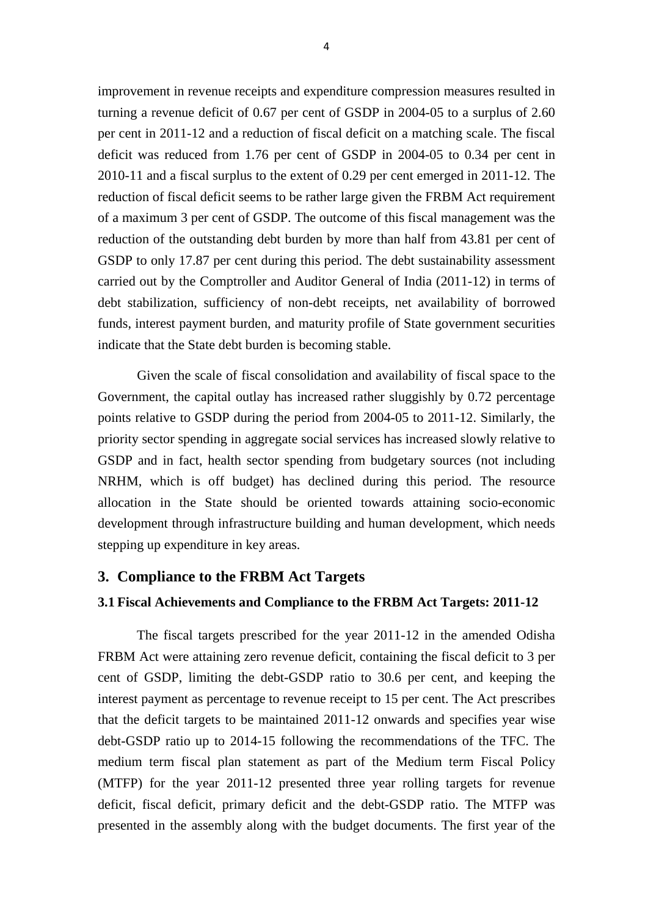improvement in revenue receipts and expenditure compression measures resulted in turning a revenue deficit of 0.67 per cent of GSDP in 2004-05 to a surplus of 2.60 per cent in 2011-12 and a reduction of fiscal deficit on a matching scale. The fiscal deficit was reduced from 1.76 per cent of GSDP in 2004-05 to 0.34 per cent in 2010-11 and a fiscal surplus to the extent of 0.29 per cent emerged in 2011-12. The reduction of fiscal deficit seems to be rather large given the FRBM Act requirement of a maximum 3 per cent of GSDP. The outcome of this fiscal management was the reduction of the outstanding debt burden by more than half from 43.81 per cent of GSDP to only 17.87 per cent during this period. The debt sustainability assessment carried out by the Comptroller and Auditor General of India (2011-12) in terms of debt stabilization, sufficiency of non-debt receipts, net availability of borrowed funds, interest payment burden, and maturity profile of State government securities indicate that the State debt burden is becoming stable.

Given the scale of fiscal consolidation and availability of fiscal space to the Government, the capital outlay has increased rather sluggishly by 0.72 percentage points relative to GSDP during the period from 2004-05 to 2011-12. Similarly, the priority sector spending in aggregate social services has increased slowly relative to GSDP and in fact, health sector spending from budgetary sources (not including NRHM, which is off budget) has declined during this period. The resource allocation in the State should be oriented towards attaining socio-economic development through infrastructure building and human development, which needs stepping up expenditure in key areas.

## 3. Compliance to the FRBM Act Targets

### 3.1 Fiscal Achievements and Compliance to the FRBM Act Targets: 2011-12

The fiscal targets prescribed for the year 2011-12 in the amended Odisha FRBM Act were attaining zero revenue deficit, containing the fiscal deficit to 3 per cent of GSDP, limiting the debt-GSDP ratio to 30.6 per cent, and keeping the interest payment as percentage to revenue receipt to 15 per cent. The Act prescribes that the deficit targets to be maintained 2011-12 onwards and specifies year wise debt-GSDP ratio up to 2014-15 following the recommendations of the TFC. The medium term fiscal plan statement as part of the Medium term Fiscal Policy (MTFP) for the year 2011-12 presented three year rolling targets for revenue deficit, fiscal deficit, primary deficit and the debt-GSDP ratio. The MTFP was presented in the assembly along with the budget documents. The first year of the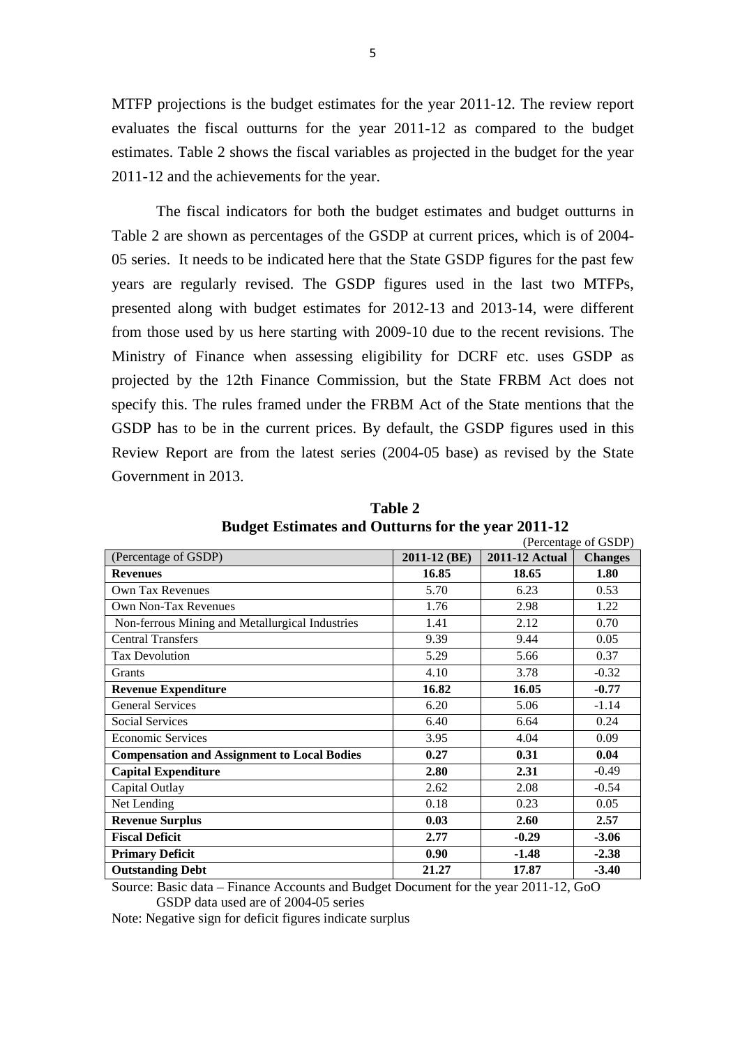MTFP projections is the budget estimates for the year 2011-12. The review report evaluates the fiscal outturns for the year 2011-12 as compared to the budget estimates. Table 2 shows the fiscal variables as projected in the budget for the year 2011-12 and the achievements for the year.

The fiscal indicators for both the budget estimates and budget outturns in Table 2 are shown as percentages of the GSDP at current prices, which is of 2004-05 series. It needs to be indicated here that the State GSDP figures for the past few years are regularly revised. The GSDP figures used in the last two MTFPs, presented along with budget estimates for 2012-13 and 2013-14, were different from those used by us here starting with 2009-10 due to the recent revisions. The Ministry of Finance when assessing eligibility for DCRF etc. uses GSDP as projected by the 12th Finance Commission, but the State FRBM Act does not specify this. The rules framed under the FRBM Act of the State mentions that the GSDP has to be in the current prices. By default, the GSDP figures used in this Review Report are from the latest series (2004-05 base) as revised by the State Government in 2013.

**Table 2**
**Budget Estimates and Outturns for the year 2011-12**

(Percentage of GSDP)

| (Percentage of GSDP) | 2011-12 (BE) | 2011-12 Actual | Changes |
|---|---|---|---|
| **Revenues** | **16.85** | **18.65** | **1.80** |
| Own Tax Revenues | 5.70 | 6.23 | 0.53 |
| Own Non-Tax Revenues | 1.76 | 2.98 | 1.22 |
| Non-ferrous Mining and Metallurgical Industries | 1.41 | 2.12 | 0.70 |
| Central Transfers | 9.39 | 9.44 | 0.05 |
| Tax Devolution | 5.29 | 5.66 | 0.37 |
| Grants | 4.10 | 3.78 | -0.32 |
| **Revenue Expenditure** | **16.82** | **16.05** | **-0.77** |
| General Services | 6.20 | 5.06 | -1.14 |
| Social Services | 6.40 | 6.64 | 0.24 |
| Economic Services | 3.95 | 4.04 | 0.09 |
| **Compensation and Assignment to Local Bodies** | **0.27** | **0.31** | **0.04** |
| **Capital Expenditure** | **2.80** | **2.31** | -0.49 |
| Capital Outlay | 2.62 | 2.08 | -0.54 |
| Net Lending | 0.18 | 0.23 | 0.05 |
| **Revenue Surplus** | **0.03** | **2.60** | **2.57** |
| **Fiscal Deficit** | **2.77** | **-0.29** | **-3.06** |
| **Primary Deficit** | **0.90** | **-1.48** | **-2.38** |
| **Outstanding Debt** | **21.27** | **17.87** | **-3.40** |

Source: Basic data – Finance Accounts and Budget Document for the year 2011-12, GoO
GSDP data used are of 2004-05 series

Note: Negative sign for deficit figures indicate surplus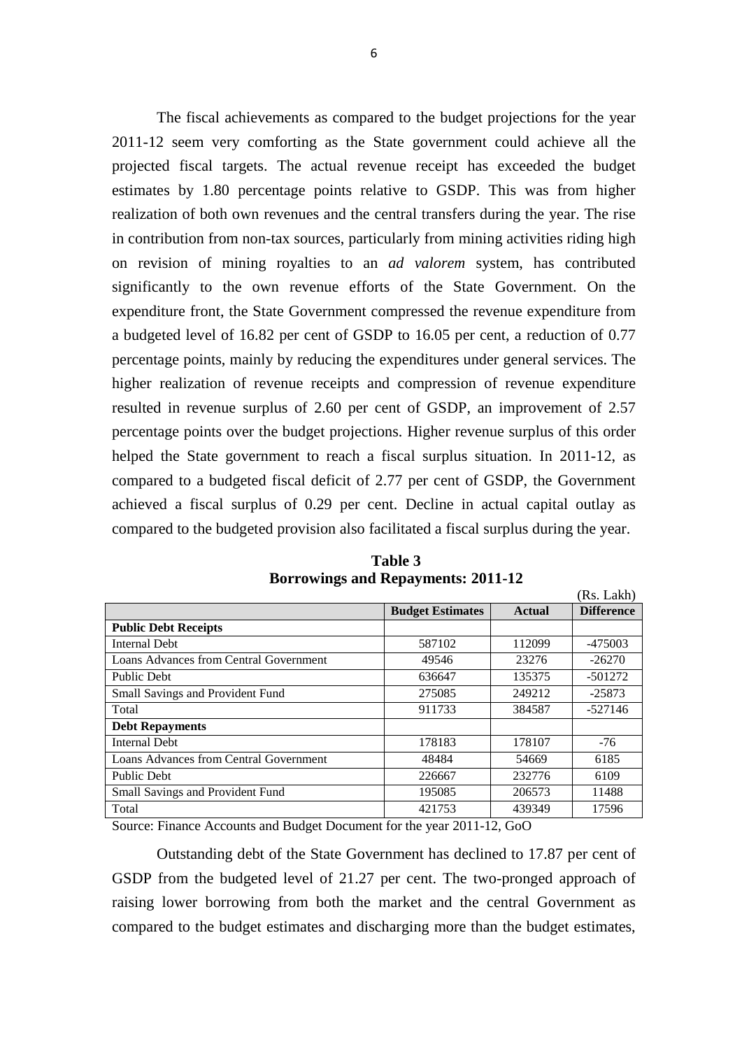The fiscal achievements as compared to the budget projections for the year 2011-12 seem very comforting as the State government could achieve all the projected fiscal targets. The actual revenue receipt has exceeded the budget estimates by 1.80 percentage points relative to GSDP. This was from higher realization of both own revenues and the central transfers during the year. The rise in contribution from non-tax sources, particularly from mining activities riding high on revision of mining royalties to an *ad valorem* system, has contributed significantly to the own revenue efforts of the State Government. On the expenditure front, the State Government compressed the revenue expenditure from a budgeted level of 16.82 per cent of GSDP to 16.05 per cent, a reduction of 0.77 percentage points, mainly by reducing the expenditures under general services. The higher realization of revenue receipts and compression of revenue expenditure resulted in revenue surplus of 2.60 per cent of GSDP, an improvement of 2.57 percentage points over the budget projections. Higher revenue surplus of this order helped the State government to reach a fiscal surplus situation. In 2011-12, as compared to a budgeted fiscal deficit of 2.77 per cent of GSDP, the Government achieved a fiscal surplus of 0.29 per cent. Decline in actual capital outlay as compared to the budgeted provision also facilitated a fiscal surplus during the year.

**Table 3**
**Borrowings and Repayments: 2011-12**

(Rs. Lakh)

| | Budget Estimates | Actual | Difference |
|---|---|---|---|
| **Public Debt Receipts** | | | |
| Internal Debt | 587102 | 112099 | -475003 |
| Loans Advances from Central Government | 49546 | 23276 | -26270 |
| Public Debt | 636647 | 135375 | -501272 |
| Small Savings and Provident Fund | 275085 | 249212 | -25873 |
| Total | 911733 | 384587 | -527146 |
| **Debt Repayments** | | | |
| Internal Debt | 178183 | 178107 | -76 |
| Loans Advances from Central Government | 48484 | 54669 | 6185 |
| Public Debt | 226667 | 232776 | 6109 |
| Small Savings and Provident Fund | 195085 | 206573 | 11488 |
| Total | 421753 | 439349 | 17596 |

Source: Finance Accounts and Budget Document for the year 2011-12, GoO

Outstanding debt of the State Government has declined to 17.87 per cent of GSDP from the budgeted level of 21.27 per cent. The two-pronged approach of raising lower borrowing from both the market and the central Government as compared to the budget estimates and discharging more than the budget estimates,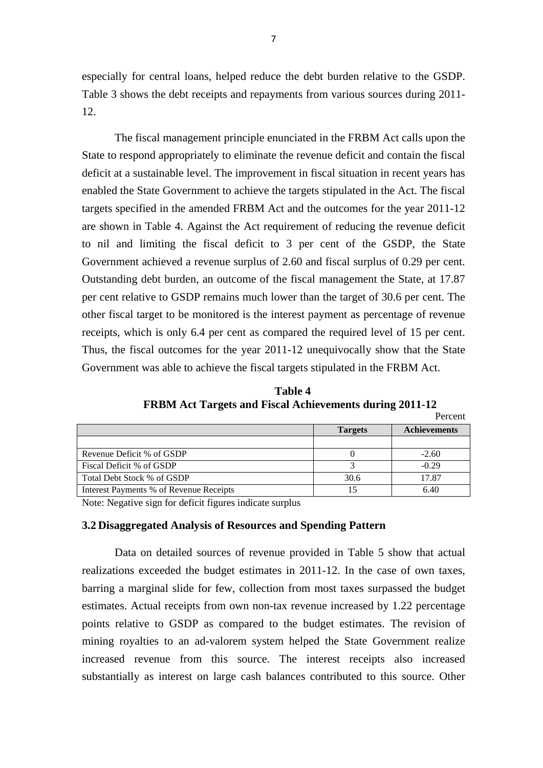especially for central loans, helped reduce the debt burden relative to the GSDP. Table 3 shows the debt receipts and repayments from various sources during 2011-12.

The fiscal management principle enunciated in the FRBM Act calls upon the State to respond appropriately to eliminate the revenue deficit and contain the fiscal deficit at a sustainable level. The improvement in fiscal situation in recent years has enabled the State Government to achieve the targets stipulated in the Act. The fiscal targets specified in the amended FRBM Act and the outcomes for the year 2011-12 are shown in Table 4. Against the Act requirement of reducing the revenue deficit to nil and limiting the fiscal deficit to 3 per cent of the GSDP, the State Government achieved a revenue surplus of 2.60 and fiscal surplus of 0.29 per cent. Outstanding debt burden, an outcome of the fiscal management the State, at 17.87 per cent relative to GSDP remains much lower than the target of 30.6 per cent. The other fiscal target to be monitored is the interest payment as percentage of revenue receipts, which is only 6.4 per cent as compared the required level of 15 per cent. Thus, the fiscal outcomes for the year 2011-12 unequivocally show that the State Government was able to achieve the fiscal targets stipulated in the FRBM Act.

**Table 4**
**FRBM Act Targets and Fiscal Achievements during 2011-12**

Percent

| | Targets | Achievements |
|---|---|---|
| | | |
| Revenue Deficit % of GSDP | 0 | -2.60 |
| Fiscal Deficit % of GSDP | 3 | -0.29 |
| Total Debt Stock % of GSDP | 30.6 | 17.87 |
| Interest Payments % of Revenue Receipts | 15 | 6.40 |

Note: Negative sign for deficit figures indicate surplus

### 3.2 Disaggregated Analysis of Resources and Spending Pattern

Data on detailed sources of revenue provided in Table 5 show that actual realizations exceeded the budget estimates in 2011-12. In the case of own taxes, barring a marginal slide for few, collection from most taxes surpassed the budget estimates. Actual receipts from own non-tax revenue increased by 1.22 percentage points relative to GSDP as compared to the budget estimates. The revision of mining royalties to an ad-valorem system helped the State Government realize increased revenue from this source. The interest receipts also increased substantially as interest on large cash balances contributed to this source. Other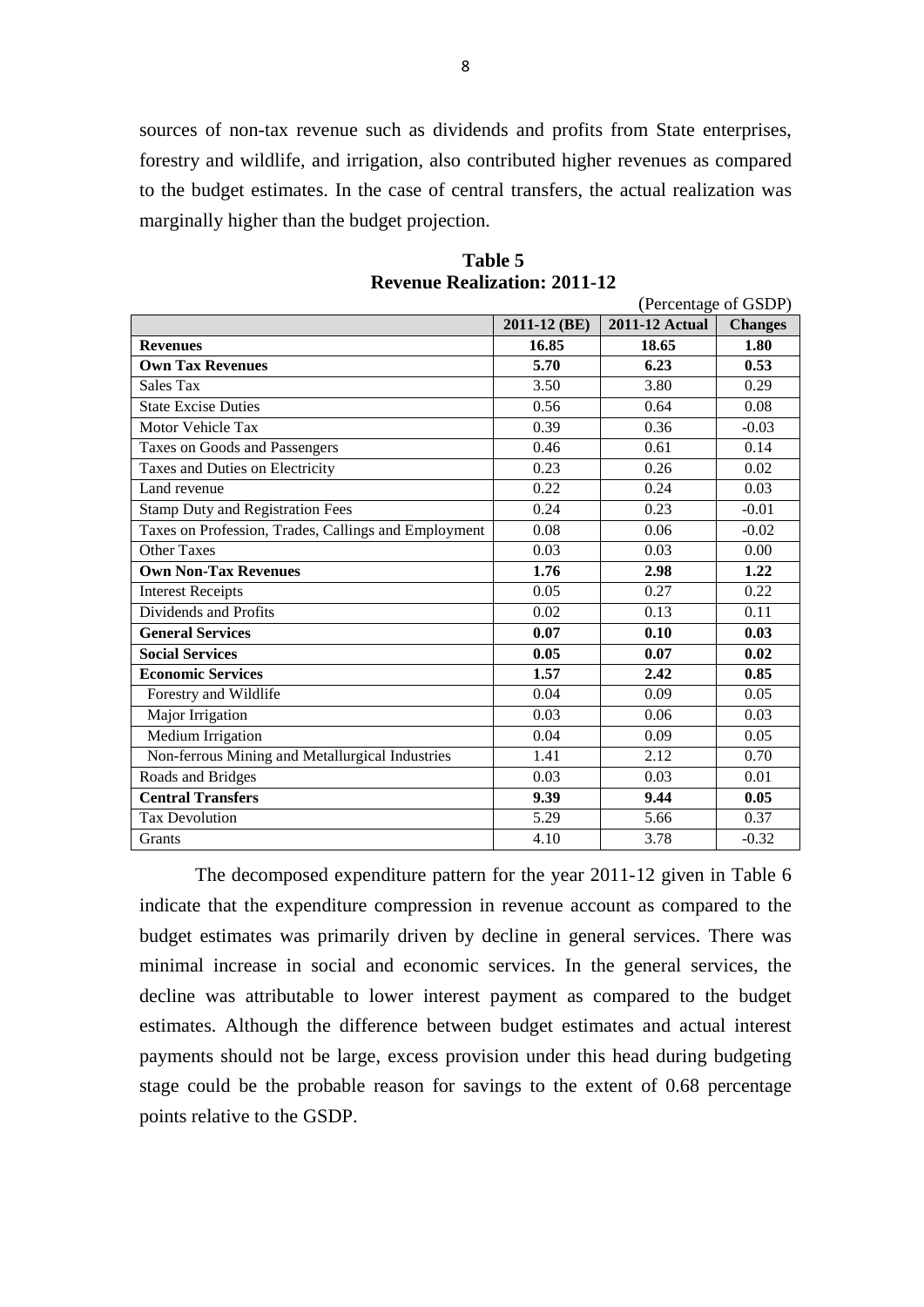sources of non-tax revenue such as dividends and profits from State enterprises, forestry and wildlife, and irrigation, also contributed higher revenues as compared to the budget estimates. In the case of central transfers, the actual realization was marginally higher than the budget projection.

**Table 5**
**Revenue Realization: 2011-12**

(Percentage of GSDP)

| | 2011-12 (BE) | 2011-12 Actual | Changes |
|---|---|---|---|
| **Revenues** | **16.85** | **18.65** | **1.80** |
| **Own Tax Revenues** | **5.70** | **6.23** | **0.53** |
| Sales Tax | 3.50 | 3.80 | 0.29 |
| State Excise Duties | 0.56 | 0.64 | 0.08 |
| Motor Vehicle Tax | 0.39 | 0.36 | -0.03 |
| Taxes on Goods and Passengers | 0.46 | 0.61 | 0.14 |
| Taxes and Duties on Electricity | 0.23 | 0.26 | 0.02 |
| Land revenue | 0.22 | 0.24 | 0.03 |
| Stamp Duty and Registration Fees | 0.24 | 0.23 | -0.01 |
| Taxes on Profession, Trades, Callings and Employment | 0.08 | 0.06 | -0.02 |
| Other Taxes | 0.03 | 0.03 | 0.00 |
| **Own Non-Tax Revenues** | **1.76** | **2.98** | **1.22** |
| Interest Receipts | 0.05 | 0.27 | 0.22 |
| Dividends and Profits | 0.02 | 0.13 | 0.11 |
| **General Services** | **0.07** | **0.10** | **0.03** |
| **Social Services** | **0.05** | **0.07** | **0.02** |
| **Economic Services** | **1.57** | **2.42** | **0.85** |
| Forestry and Wildlife | 0.04 | 0.09 | 0.05 |
| Major Irrigation | 0.03 | 0.06 | 0.03 |
| Medium Irrigation | 0.04 | 0.09 | 0.05 |
| Non-ferrous Mining and Metallurgical Industries | 1.41 | 2.12 | 0.70 |
| Roads and Bridges | 0.03 | 0.03 | 0.01 |
| **Central Transfers** | **9.39** | **9.44** | **0.05** |
| Tax Devolution | 5.29 | 5.66 | 0.37 |
| Grants | 4.10 | 3.78 | -0.32 |

The decomposed expenditure pattern for the year 2011-12 given in Table 6 indicate that the expenditure compression in revenue account as compared to the budget estimates was primarily driven by decline in general services. There was minimal increase in social and economic services. In the general services, the decline was attributable to lower interest payment as compared to the budget estimates. Although the difference between budget estimates and actual interest payments should not be large, excess provision under this head during budgeting stage could be the probable reason for savings to the extent of 0.68 percentage points relative to the GSDP.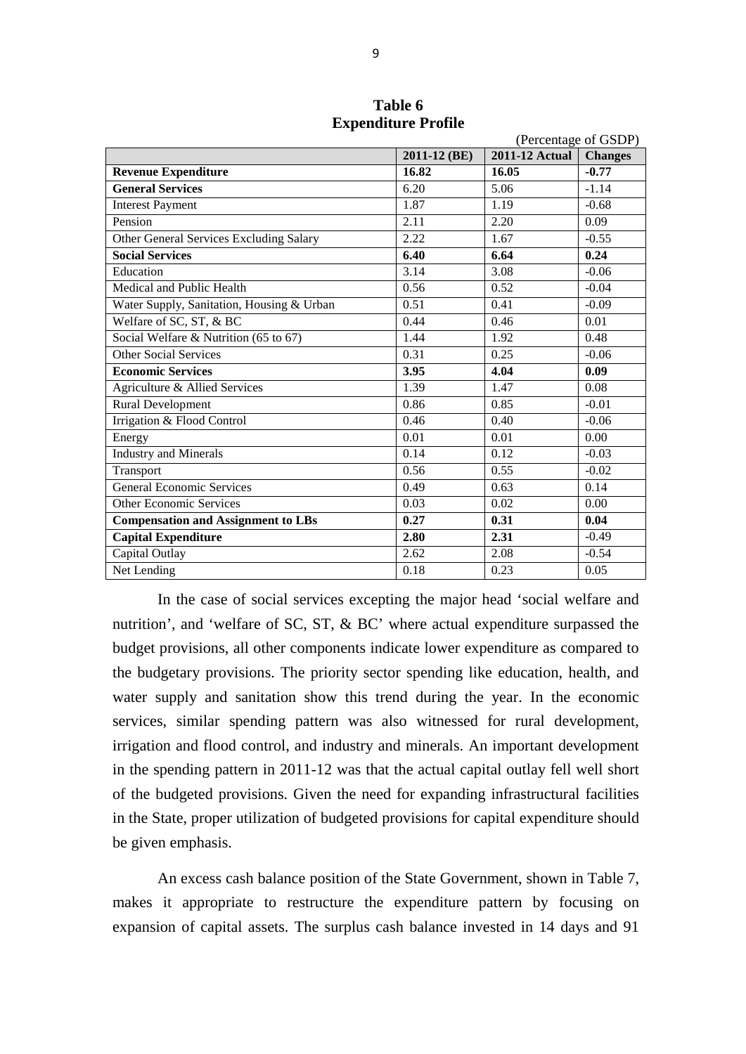**Table 6**
**Expenditure Profile**

(Percentage of GSDP)

| | 2011-12 (BE) | 2011-12 Actual | Changes |
|---|---|---|---|
| **Revenue Expenditure** | **16.82** | **16.05** | **-0.77** |
| **General Services** | 6.20 | 5.06 | -1.14 |
| Interest Payment | 1.87 | 1.19 | -0.68 |
| Pension | 2.11 | 2.20 | 0.09 |
| Other General Services Excluding Salary | 2.22 | 1.67 | -0.55 |
| **Social Services** | **6.40** | **6.64** | **0.24** |
| Education | 3.14 | 3.08 | -0.06 |
| Medical and Public Health | 0.56 | 0.52 | -0.04 |
| Water Supply, Sanitation, Housing & Urban | 0.51 | 0.41 | -0.09 |
| Welfare of SC, ST, & BC | 0.44 | 0.46 | 0.01 |
| Social Welfare & Nutrition (65 to 67) | 1.44 | 1.92 | 0.48 |
| Other Social Services | 0.31 | 0.25 | -0.06 |
| **Economic Services** | **3.95** | **4.04** | **0.09** |
| Agriculture & Allied Services | 1.39 | 1.47 | 0.08 |
| Rural Development | 0.86 | 0.85 | -0.01 |
| Irrigation & Flood Control | 0.46 | 0.40 | -0.06 |
| Energy | 0.01 | 0.01 | 0.00 |
| Industry and Minerals | 0.14 | 0.12 | -0.03 |
| Transport | 0.56 | 0.55 | -0.02 |
| General Economic Services | 0.49 | 0.63 | 0.14 |
| Other Economic Services | 0.03 | 0.02 | 0.00 |
| **Compensation and Assignment to LBs** | **0.27** | **0.31** | **0.04** |
| **Capital Expenditure** | **2.80** | **2.31** | -0.49 |
| Capital Outlay | 2.62 | 2.08 | -0.54 |
| Net Lending | 0.18 | 0.23 | 0.05 |

In the case of social services excepting the major head 'social welfare and nutrition', and 'welfare of SC, ST, & BC' where actual expenditure surpassed the budget provisions, all other components indicate lower expenditure as compared to the budgetary provisions. The priority sector spending like education, health, and water supply and sanitation show this trend during the year. In the economic services, similar spending pattern was also witnessed for rural development, irrigation and flood control, and industry and minerals. An important development in the spending pattern in 2011-12 was that the actual capital outlay fell well short of the budgeted provisions. Given the need for expanding infrastructural facilities in the State, proper utilization of budgeted provisions for capital expenditure should be given emphasis.

An excess cash balance position of the State Government, shown in Table 7, makes it appropriate to restructure the expenditure pattern by focusing on expansion of capital assets. The surplus cash balance invested in 14 days and 91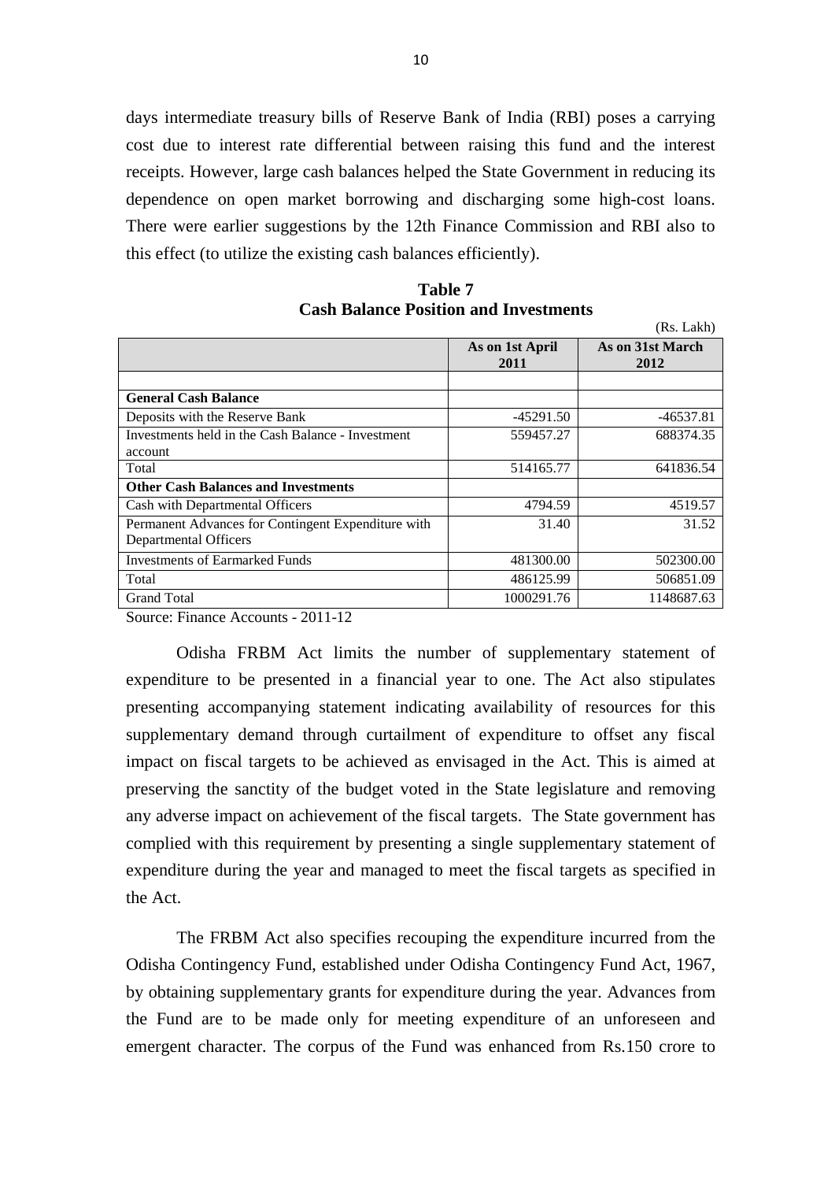days intermediate treasury bills of Reserve Bank of India (RBI) poses a carrying cost due to interest rate differential between raising this fund and the interest receipts. However, large cash balances helped the State Government in reducing its dependence on open market borrowing and discharging some high-cost loans. There were earlier suggestions by the 12th Finance Commission and RBI also to this effect (to utilize the existing cash balances efficiently).

**Table 7**
**Cash Balance Position and Investments**

(Rs. Lakh)

| | As on 1st April 2011 | As on 31st March 2012 |
|---|---|---|
| | | |
| **General Cash Balance** | | |
| Deposits with the Reserve Bank | -45291.50 | -46537.81 |
| Investments held in the Cash Balance - Investment account | 559457.27 | 688374.35 |
| Total | 514165.77 | 641836.54 |
| **Other Cash Balances and Investments** | | |
| Cash with Departmental Officers | 4794.59 | 4519.57 |
| Permanent Advances for Contingent Expenditure with Departmental Officers | 31.40 | 31.52 |
| Investments of Earmarked Funds | 481300.00 | 502300.00 |
| Total | 486125.99 | 506851.09 |
| Grand Total | 1000291.76 | 1148687.63 |

Source: Finance Accounts - 2011-12

Odisha FRBM Act limits the number of supplementary statement of expenditure to be presented in a financial year to one. The Act also stipulates presenting accompanying statement indicating availability of resources for this supplementary demand through curtailment of expenditure to offset any fiscal impact on fiscal targets to be achieved as envisaged in the Act. This is aimed at preserving the sanctity of the budget voted in the State legislature and removing any adverse impact on achievement of the fiscal targets. The State government has complied with this requirement by presenting a single supplementary statement of expenditure during the year and managed to meet the fiscal targets as specified in the Act.

The FRBM Act also specifies recouping the expenditure incurred from the Odisha Contingency Fund, established under Odisha Contingency Fund Act, 1967, by obtaining supplementary grants for expenditure during the year. Advances from the Fund are to be made only for meeting expenditure of an unforeseen and emergent character. The corpus of the Fund was enhanced from Rs.150 crore to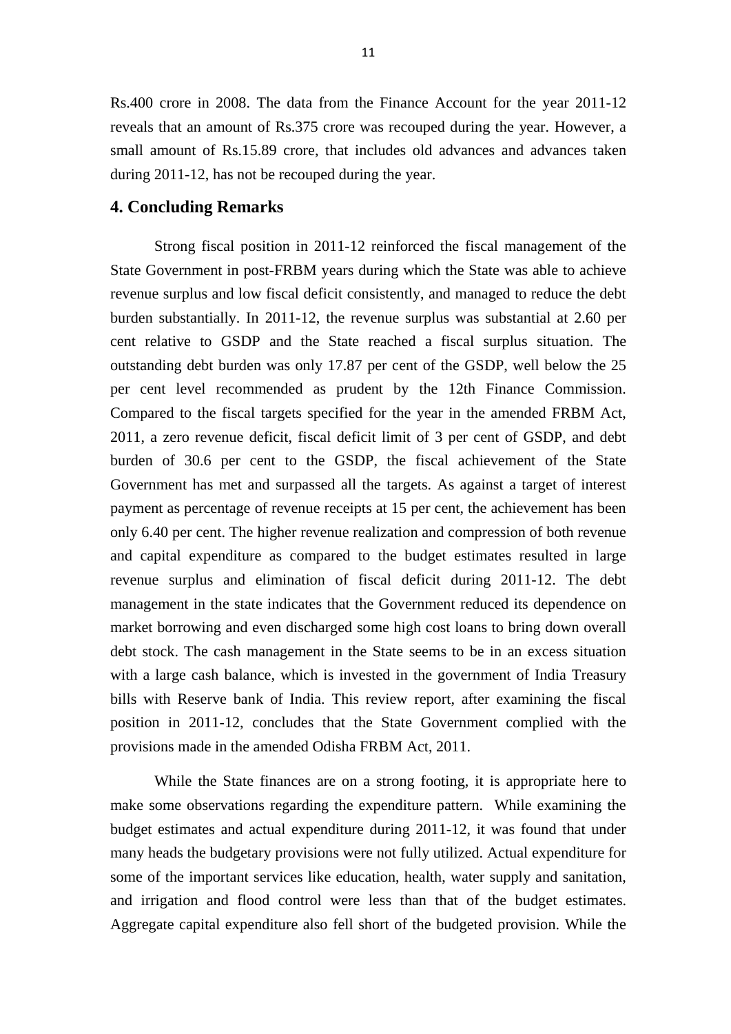Rs.400 crore in 2008. The data from the Finance Account for the year 2011-12 reveals that an amount of Rs.375 crore was recouped during the year. However, a small amount of Rs.15.89 crore, that includes old advances and advances taken during 2011-12, has not be recouped during the year.

## 4. Concluding Remarks

Strong fiscal position in 2011-12 reinforced the fiscal management of the State Government in post-FRBM years during which the State was able to achieve revenue surplus and low fiscal deficit consistently, and managed to reduce the debt burden substantially. In 2011-12, the revenue surplus was substantial at 2.60 per cent relative to GSDP and the State reached a fiscal surplus situation. The outstanding debt burden was only 17.87 per cent of the GSDP, well below the 25 per cent level recommended as prudent by the 12th Finance Commission. Compared to the fiscal targets specified for the year in the amended FRBM Act, 2011, a zero revenue deficit, fiscal deficit limit of 3 per cent of GSDP, and debt burden of 30.6 per cent to the GSDP, the fiscal achievement of the State Government has met and surpassed all the targets. As against a target of interest payment as percentage of revenue receipts at 15 per cent, the achievement has been only 6.40 per cent. The higher revenue realization and compression of both revenue and capital expenditure as compared to the budget estimates resulted in large revenue surplus and elimination of fiscal deficit during 2011-12. The debt management in the state indicates that the Government reduced its dependence on market borrowing and even discharged some high cost loans to bring down overall debt stock. The cash management in the State seems to be in an excess situation with a large cash balance, which is invested in the government of India Treasury bills with Reserve bank of India. This review report, after examining the fiscal position in 2011-12, concludes that the State Government complied with the provisions made in the amended Odisha FRBM Act, 2011.

While the State finances are on a strong footing, it is appropriate here to make some observations regarding the expenditure pattern. While examining the budget estimates and actual expenditure during 2011-12, it was found that under many heads the budgetary provisions were not fully utilized. Actual expenditure for some of the important services like education, health, water supply and sanitation, and irrigation and flood control were less than that of the budget estimates. Aggregate capital expenditure also fell short of the budgeted provision. While the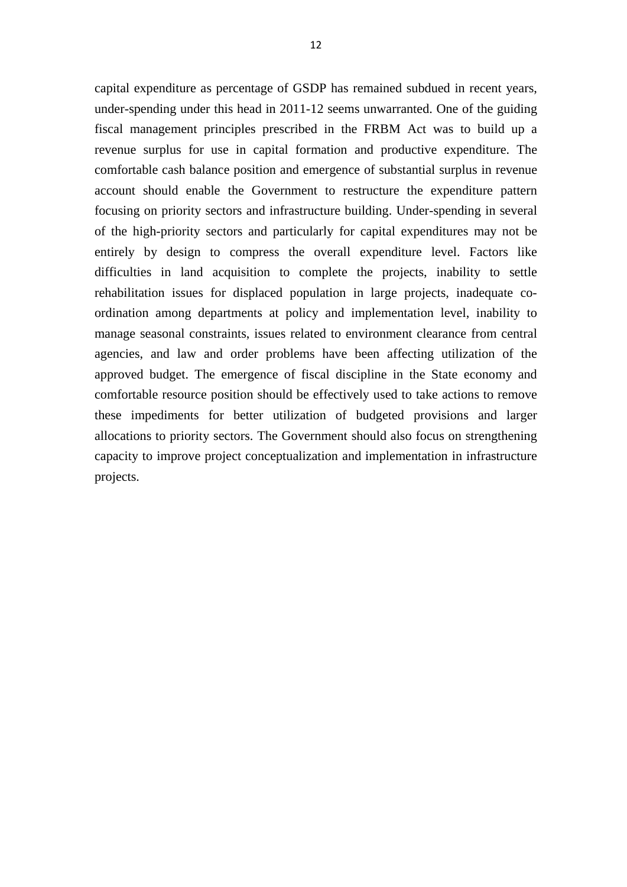capital expenditure as percentage of GSDP has remained subdued in recent years, under-spending under this head in 2011-12 seems unwarranted. One of the guiding fiscal management principles prescribed in the FRBM Act was to build up a revenue surplus for use in capital formation and productive expenditure. The comfortable cash balance position and emergence of substantial surplus in revenue account should enable the Government to restructure the expenditure pattern focusing on priority sectors and infrastructure building. Under-spending in several of the high-priority sectors and particularly for capital expenditures may not be entirely by design to compress the overall expenditure level. Factors like difficulties in land acquisition to complete the projects, inability to settle rehabilitation issues for displaced population in large projects, inadequate co-ordination among departments at policy and implementation level, inability to manage seasonal constraints, issues related to environment clearance from central agencies, and law and order problems have been affecting utilization of the approved budget. The emergence of fiscal discipline in the State economy and comfortable resource position should be effectively used to take actions to remove these impediments for better utilization of budgeted provisions and larger allocations to priority sectors. The Government should also focus on strengthening capacity to improve project conceptualization and implementation in infrastructure projects.